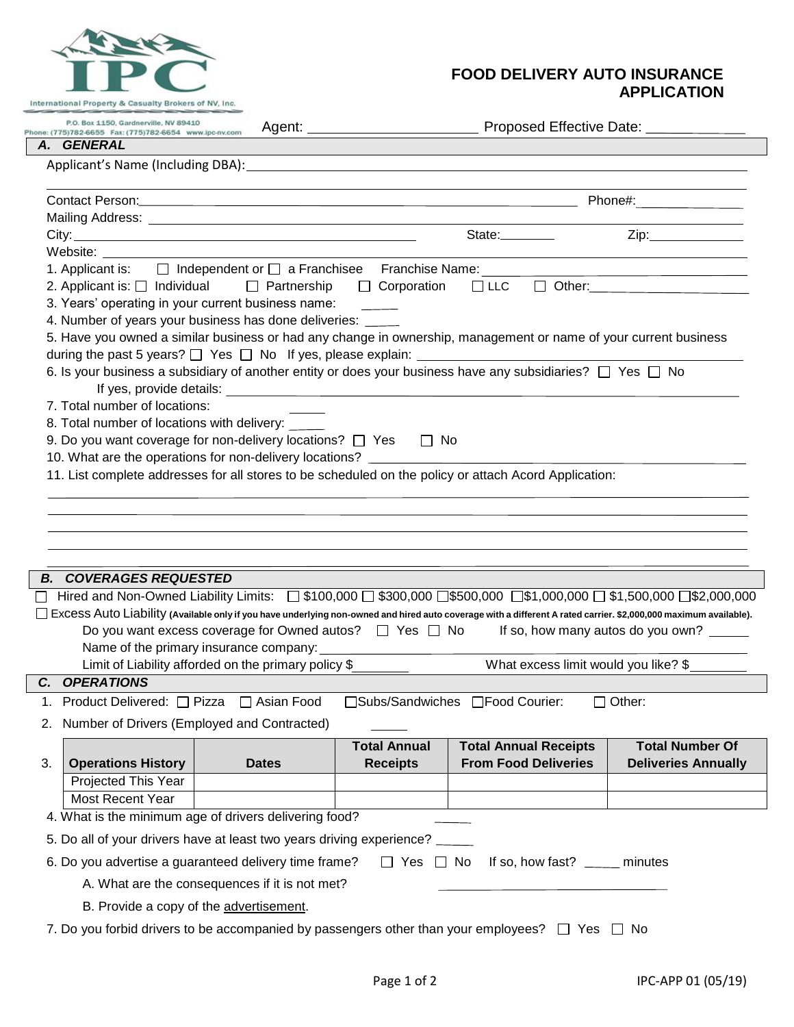International Property & Casualty Brokers of NV, Inc.

P.O. Box 1150, Gardnerville, NV 89410
Phone: (775)782-6655 Fax: (775)782-6654 www.ipc-nv.com

# FOOD DELIVERY AUTO INSURANCE APPLICATION

Agent: ____________________ Proposed Effective Date: ____________

## A. GENERAL

Applicant's Name (Including DBA): ______________________________

______________________________

Contact Person: ______________________________ Phone#: ____________

Mailing Address: ______________________________

City: ______________________ State: ________ Zip: ____________

Website: ______________________________

1. Applicant is: ☐ Independent or ☐ a Franchisee Franchise Name: ____________________
2. Applicant is: ☐ Individual ☐ Partnership ☐ Corporation ☐ LLC ☐ Other: ____________________
3. Years' operating in your current business name: _____
4. Number of years your business has done deliveries: _____
5. Have you owned a similar business or had any change in ownership, management or name of your current business during the past 5 years? ☐ Yes ☐ No If yes, please explain: ____________________
6. Is your business a subsidiary of another entity or does your business have any subsidiaries? ☐ Yes ☐ No
   If yes, provide details: ____________________
7. Total number of locations: _____
8. Total number of locations with delivery: _____
9. Do you want coverage for non-delivery locations? ☐ Yes ☐ No
10. What are the operations for non-delivery locations? ____________________
11. List complete addresses for all stores to be scheduled on the policy or attach Acord Application:

______________________________

______________________________

______________________________

______________________________

______________________________

## B. COVERAGES REQUESTED

☐ Hired and Non-Owned Liability Limits: ☐ $100,000 ☐ $300,000 ☐ $500,000 ☐ $1,000,000 ☐ $1,500,000 ☐ $2,000,000

☐ Excess Auto Liability **(Available only if you have underlying non-owned and hired auto coverage with a different A rated carrier. $2,000,000 maximum available).**

Do you want excess coverage for Owned autos? ☐ Yes ☐ No If so, how many autos do you own? _____

Name of the primary insurance company: ____________________

Limit of Liability afforded on the primary policy $________ What excess limit would you like? $________

## C. OPERATIONS

1. Product Delivered: ☐ Pizza ☐ Asian Food ☐ Subs/Sandwiches ☐ Food Courier: ☐ Other:
2. Number of Drivers (Employed and Contracted) _____
3. 

| Operations History | Dates | Total Annual Receipts | Total Annual Receipts From Food Deliveries | Total Number Of Deliveries Annually |
|---|---|---|---|---|
| Projected This Year | | | | |
| Most Recent Year | | | | |

4. What is the minimum age of drivers delivering food? _____
5. Do all of your drivers have at least two years driving experience? _____
6. Do you advertise a guaranteed delivery time frame? ☐ Yes ☐ No If so, how fast? _____ minutes
   A. What are the consequences if it is not met? ____________________
   B. Provide a copy of the advertisement.
7. Do you forbid drivers to be accompanied by passengers other than your employees? ☐ Yes ☐ No

IPC-APP 01 (05/19)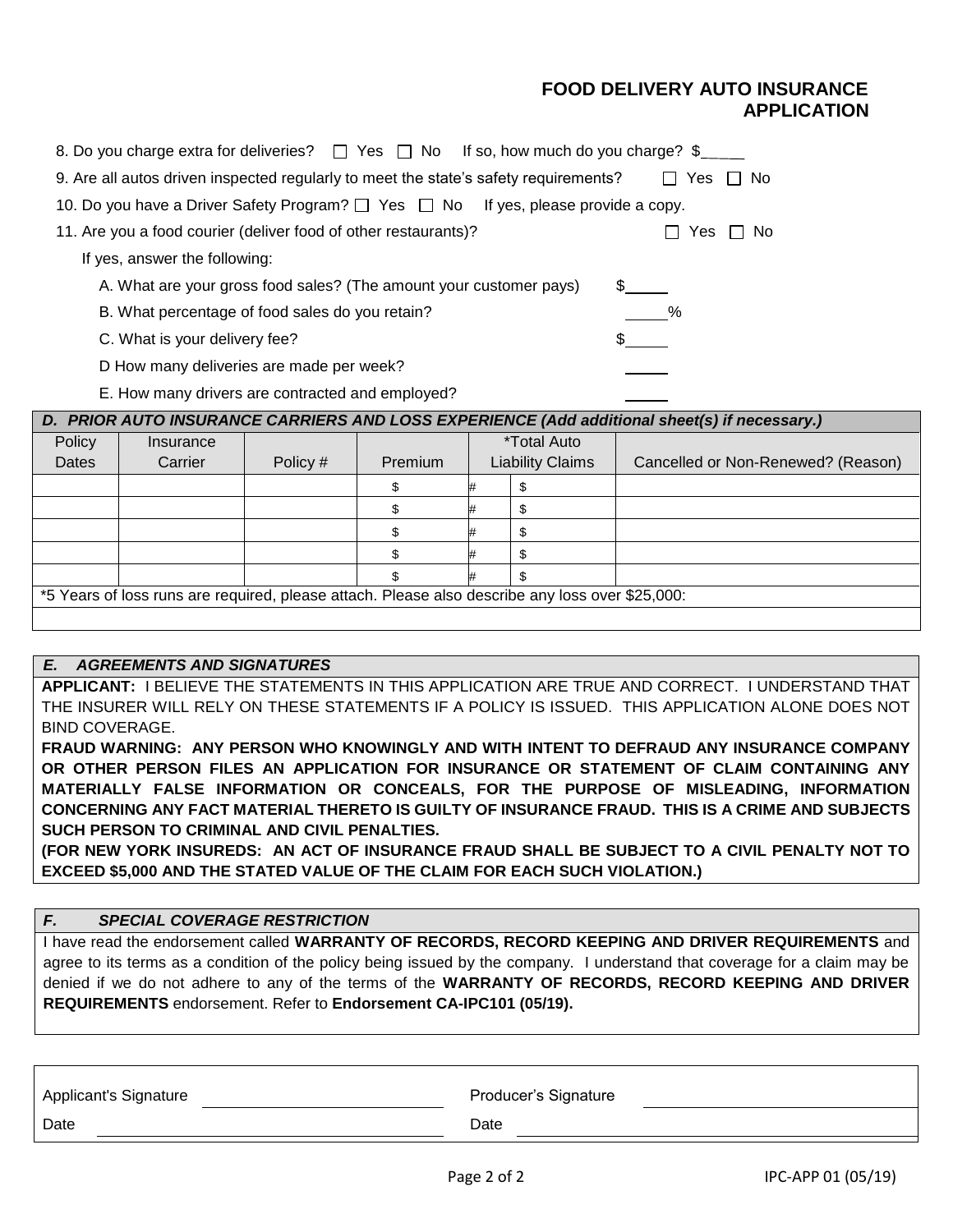# FOOD DELIVERY AUTO INSURANCE APPLICATION

8. Do you charge extra for deliveries? ☐ Yes ☐ No If so, how much do you charge? $_____

9. Are all autos driven inspected regularly to meet the state's safety requirements? ☐ Yes ☐ No

10. Do you have a Driver Safety Program? ☐ Yes ☐ No If yes, please provide a copy.

11. Are you a food courier (deliver food of other restaurants)? ☐ Yes ☐ No

If yes, answer the following:

A. What are your gross food sales? (The amount your customer pays) $_____

B. What percentage of food sales do you retain? _____%

C. What is your delivery fee? $_____

D How many deliveries are made per week? _____

E. How many drivers are contracted and employed? _____

## D. PRIOR AUTO INSURANCE CARRIERS AND LOSS EXPERIENCE (Add additional sheet(s) if necessary.)

| Policy Dates | Insurance Carrier | Policy # | Premium | *Total Auto Liability Claims | | Cancelled or Non-Renewed? (Reason) |
|---|---|---|---|---|---|---|
| | | | $ | # | $ | |
| | | | $ | # | $ | |
| | | | $ | # | $ | |
| | | | $ | # | $ | |
| | | | $ | # | $ | |

*5 Years of loss runs are required, please attach. Please also describe any loss over $25,000:

## E. AGREEMENTS AND SIGNATURES

**APPLICANT:** I BELIEVE THE STATEMENTS IN THIS APPLICATION ARE TRUE AND CORRECT. I UNDERSTAND THAT THE INSURER WILL RELY ON THESE STATEMENTS IF A POLICY IS ISSUED. THIS APPLICATION ALONE DOES NOT BIND COVERAGE.

**FRAUD WARNING: ANY PERSON WHO KNOWINGLY AND WITH INTENT TO DEFRAUD ANY INSURANCE COMPANY OR OTHER PERSON FILES AN APPLICATION FOR INSURANCE OR STATEMENT OF CLAIM CONTAINING ANY MATERIALLY FALSE INFORMATION OR CONCEALS, FOR THE PURPOSE OF MISLEADING, INFORMATION CONCERNING ANY FACT MATERIAL THERETO IS GUILTY OF INSURANCE FRAUD. THIS IS A CRIME AND SUBJECTS SUCH PERSON TO CRIMINAL AND CIVIL PENALTIES.**

**(FOR NEW YORK INSUREDS: AN ACT OF INSURANCE FRAUD SHALL BE SUBJECT TO A CIVIL PENALTY NOT TO EXCEED $5,000 AND THE STATED VALUE OF THE CLAIM FOR EACH SUCH VIOLATION.)**

## F. SPECIAL COVERAGE RESTRICTION

I have read the endorsement called **WARRANTY OF RECORDS, RECORD KEEPING AND DRIVER REQUIREMENTS** and agree to its terms as a condition of the policy being issued by the company. I understand that coverage for a claim may be denied if we do not adhere to any of the terms of the **WARRANTY OF RECORDS, RECORD KEEPING AND DRIVER REQUIREMENTS** endorsement. Refer to **Endorsement CA-IPC101 (05/19).**

Applicant's Signature ____________________ Producer's Signature ____________________

Date ____________________ Date ____________________

IPC-APP 01 (05/19)